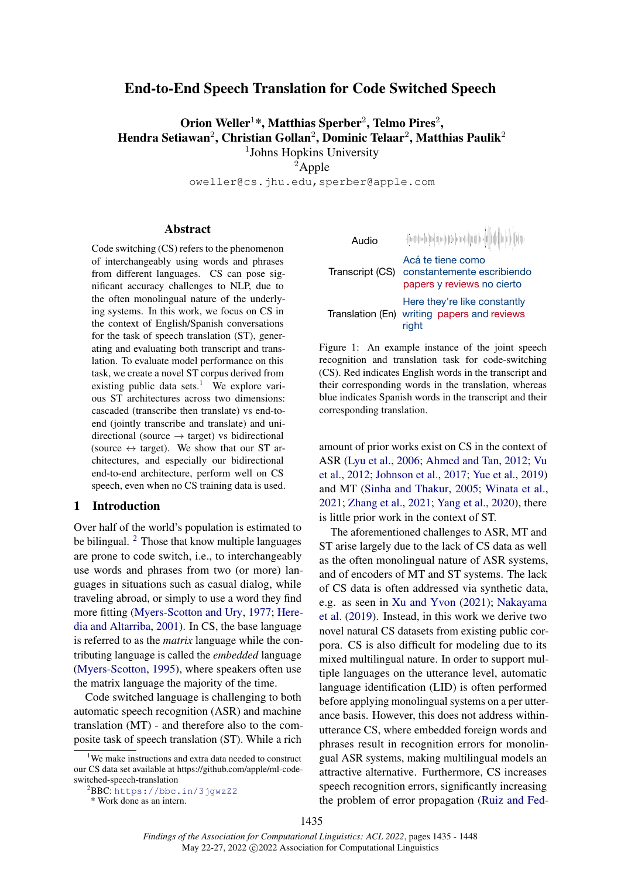# End-to-End Speech Translation for Code Switched Speech

**Orion Weller[1]*, Matthias Sperber[2], Telmo Pires[2], Hendra Setiawan[2], Christian Gollan[2], Dominic Telaar[2], Matthias Paulik[2]**

[1]Johns Hopkins University

[2]Apple

oweller@cs.jhu.edu, sperber@apple.com

## Abstract

Code switching (CS) refers to the phenomenon of interchangeably using words and phrases from different languages. CS can pose significant accuracy challenges to NLP, due to the often monolingual nature of the underlying systems. In this work, we focus on CS in the context of English/Spanish conversations for the task of speech translation (ST), generating and evaluating both transcript and translation. To evaluate model performance on this task, we create a novel ST corpus derived from existing public data sets.[1] We explore various ST architectures across two dimensions: cascaded (transcribe then translate) vs end-to-end (jointly transcribe and translate) and unidirectional (source → target) vs bidirectional (source ↔ target). We show that our ST architectures, and especially our bidirectional end-to-end architecture, perform well on CS speech, even when no CS training data is used.

## 1 Introduction

Over half of the world's population is estimated to be bilingual. [2] Those that know multiple languages are prone to code switch, i.e., to interchangeably use words and phrases from two (or more) languages in situations such as casual dialog, while traveling abroad, or simply to use a word they find more fitting (Myers-Scotton and Ury, 1977; Heredia and Altarriba, 2001). In CS, the base language is referred to as the *matrix* language while the contributing language is called the *embedded* language (Myers-Scotton, 1995), where speakers often use the matrix language the majority of the time.

Code switched language is challenging to both automatic speech recognition (ASR) and machine translation (MT) - and therefore also to the composite task of speech translation (ST). While a rich amount of prior works exist on CS in the context of ASR (Lyu et al., 2006; Ahmed and Tan, 2012; Vu et al., 2012; Johnson et al., 2017; Yue et al., 2019) and MT (Sinha and Thakur, 2005; Winata et al., 2021; Zhang et al., 2021; Yang et al., 2020), there is little prior work in the context of ST.

| | |
|---|---|
| Audio | |
| Transcript (CS) | Acá te tiene como constantemente escribiendo papers y reviews no cierto |
| Translation (En) | Here they're like constantly writing papers and reviews right |

Figure 1: An example instance of the joint speech recognition and translation task for code-switching (CS). Red indicates English words in the transcript and their corresponding words in the translation, whereas blue indicates Spanish words in the transcript and their corresponding translation.

The aforementioned challenges to ASR, MT and ST arise largely due to the lack of CS data as well as the often monolingual nature of ASR systems, and of encoders of MT and ST systems. The lack of CS data is often addressed via synthetic data, e.g. as seen in Xu and Yvon (2021); Nakayama et al. (2019). Instead, in this work we derive two novel natural CS datasets from existing public corpora. CS is also difficult for modeling due to its mixed multilingual nature. In order to support multiple languages on the utterance level, automatic language identification (LID) is often performed before applying monolingual systems on a per utterance basis. However, this does not address within-utterance CS, where embedded foreign words and phrases result in recognition errors for monolingual ASR systems, making multilingual models an attractive alternative. Furthermore, CS increases speech recognition errors, significantly increasing the problem of error propagation (Ruiz and Fed-

[1]We make instructions and extra data needed to construct our CS data set available at https://github.com/apple/ml-code-switched-speech-translation

[2]BBC: https://bbc.in/3jgwzZ2

* Work done as an intern.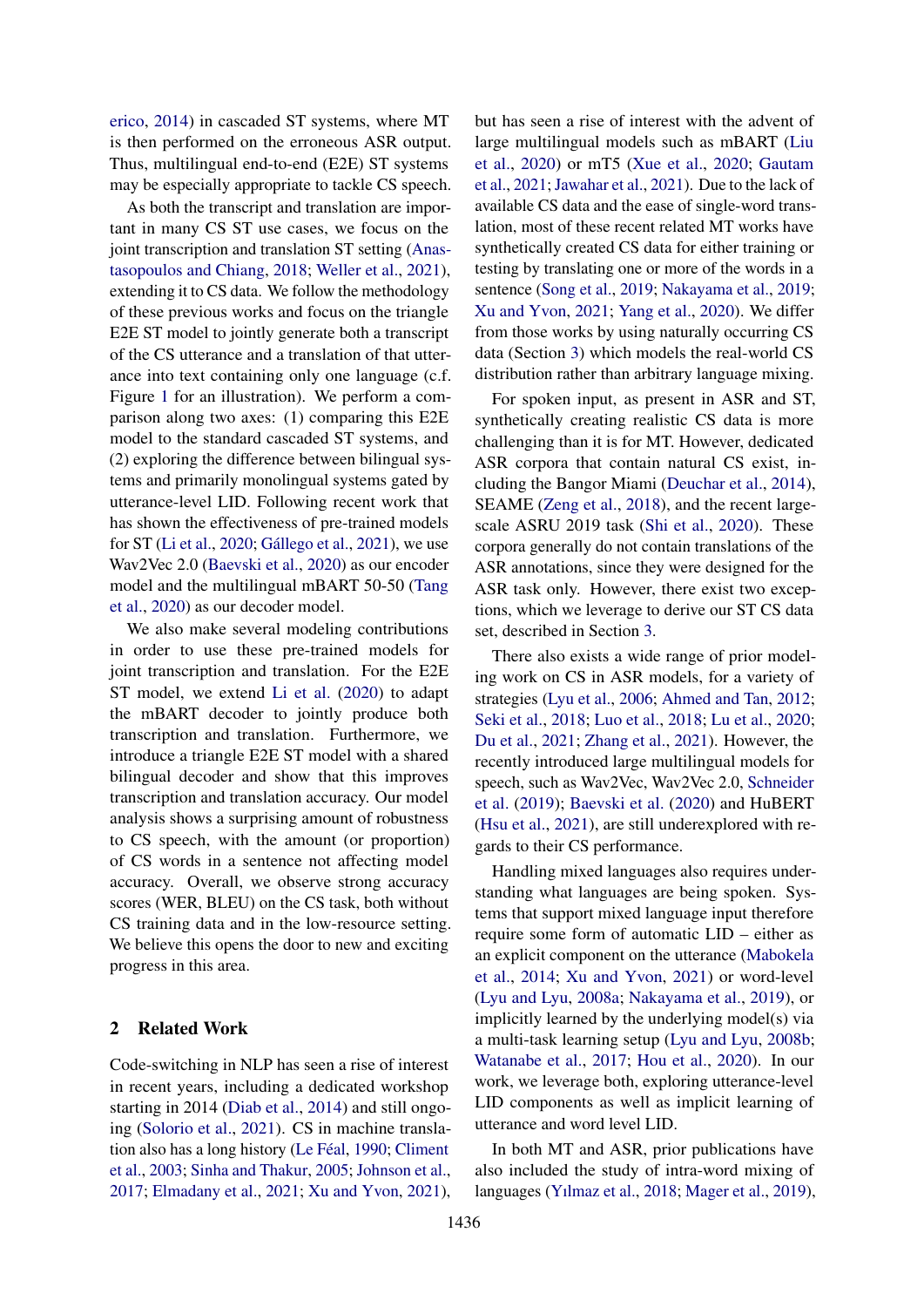erico, 2014) in cascaded ST systems, where MT is then performed on the erroneous ASR output. Thus, multilingual end-to-end (E2E) ST systems may be especially appropriate to tackle CS speech.

As both the transcript and translation are important in many CS ST use cases, we focus on the joint transcription and translation ST setting (Anastasopoulos and Chiang, 2018; Weller et al., 2021), extending it to CS data. We follow the methodology of these previous works and focus on the triangle E2E ST model to jointly generate both a transcript of the CS utterance and a translation of that utterance into text containing only one language (c.f. Figure 1 for an illustration). We perform a comparison along two axes: (1) comparing this E2E model to the standard cascaded ST systems, and (2) exploring the difference between bilingual systems and primarily monolingual systems gated by utterance-level LID. Following recent work that has shown the effectiveness of pre-trained models for ST (Li et al., 2020; Gállego et al., 2021), we use Wav2Vec 2.0 (Baevski et al., 2020) as our encoder model and the multilingual mBART 50-50 (Tang et al., 2020) as our decoder model.

We also make several modeling contributions in order to use these pre-trained models for joint transcription and translation. For the E2E ST model, we extend Li et al. (2020) to adapt the mBART decoder to jointly produce both transcription and translation. Furthermore, we introduce a triangle E2E ST model with a shared bilingual decoder and show that this improves transcription and translation accuracy. Our model analysis shows a surprising amount of robustness to CS speech, with the amount (or proportion) of CS words in a sentence not affecting model accuracy. Overall, we observe strong accuracy scores (WER, BLEU) on the CS task, both without CS training data and in the low-resource setting. We believe this opens the door to new and exciting progress in this area.

## 2 Related Work

Code-switching in NLP has seen a rise of interest in recent years, including a dedicated workshop starting in 2014 (Diab et al., 2014) and still ongoing (Solorio et al., 2021). CS in machine translation also has a long history (Le Féal, 1990; Climent et al., 2003; Sinha and Thakur, 2005; Johnson et al., 2017; Elmadany et al., 2021; Xu and Yvon, 2021), but has seen a rise of interest with the advent of large multilingual models such as mBART (Liu et al., 2020) or mT5 (Xue et al., 2020; Gautam et al., 2021; Jawahar et al., 2021). Due to the lack of available CS data and the ease of single-word translation, most of these recent related MT works have synthetically created CS data for either training or testing by translating one or more of the words in a sentence (Song et al., 2019; Nakayama et al., 2019; Xu and Yvon, 2021; Yang et al., 2020). We differ from those works by using naturally occurring CS data (Section 3) which models the real-world CS distribution rather than arbitrary language mixing.

For spoken input, as present in ASR and ST, synthetically creating realistic CS data is more challenging than it is for MT. However, dedicated ASR corpora that contain natural CS exist, including the Bangor Miami (Deuchar et al., 2014), SEAME (Zeng et al., 2018), and the recent large-scale ASRU 2019 task (Shi et al., 2020). These corpora generally do not contain translations of the ASR annotations, since they were designed for the ASR task only. However, there exist two exceptions, which we leverage to derive our ST CS data set, described in Section 3.

There also exists a wide range of prior modeling work on CS in ASR models, for a variety of strategies (Lyu et al., 2006; Ahmed and Tan, 2012; Seki et al., 2018; Luo et al., 2018; Lu et al., 2020; Du et al., 2021; Zhang et al., 2021). However, the recently introduced large multilingual models for speech, such as Wav2Vec, Wav2Vec 2.0, Schneider et al. (2019); Baevski et al. (2020) and HuBERT (Hsu et al., 2021), are still underexplored with regards to their CS performance.

Handling mixed languages also requires understanding what languages are being spoken. Systems that support mixed language input therefore require some form of automatic LID – either as an explicit component on the utterance (Mabokela et al., 2014; Xu and Yvon, 2021) or word-level (Lyu and Lyu, 2008a; Nakayama et al., 2019), or implicitly learned by the underlying model(s) via a multi-task learning setup (Lyu and Lyu, 2008b; Watanabe et al., 2017; Hou et al., 2020). In our work, we leverage both, exploring utterance-level LID components as well as implicit learning of utterance and word level LID.

In both MT and ASR, prior publications have also included the study of intra-word mixing of languages (Yılmaz et al., 2018; Mager et al., 2019),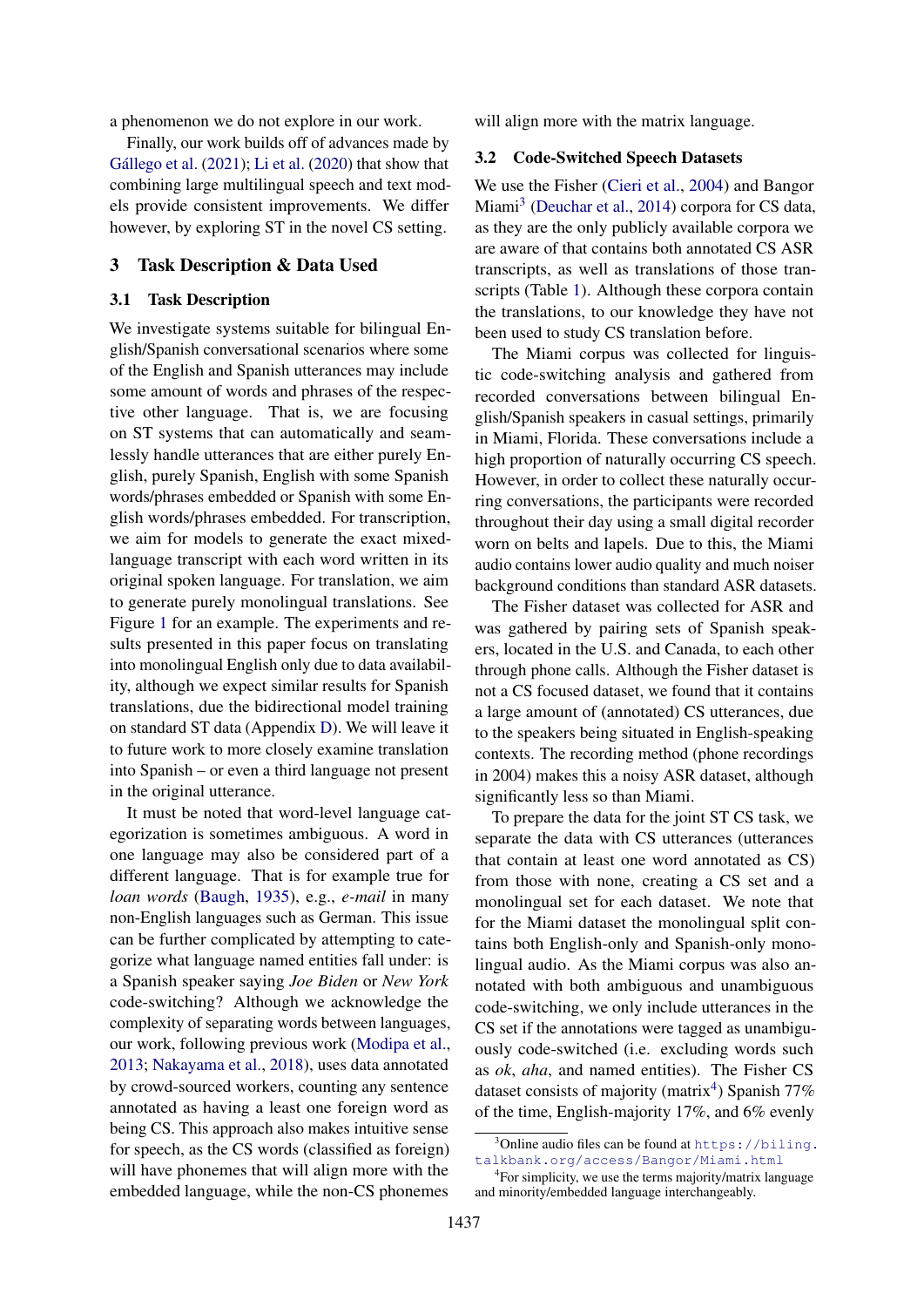a phenomenon we do not explore in our work.

Finally, our work builds off of advances made by Gállego et al. (2021); Li et al. (2020) that show that combining large multilingual speech and text models provide consistent improvements. We differ however, by exploring ST in the novel CS setting.

## 3 Task Description & Data Used

### 3.1 Task Description

We investigate systems suitable for bilingual English/Spanish conversational scenarios where some of the English and Spanish utterances may include some amount of words and phrases of the respective other language. That is, we are focusing on ST systems that can automatically and seamlessly handle utterances that are either purely English, purely Spanish, English with some Spanish words/phrases embedded or Spanish with some English words/phrases embedded. For transcription, we aim for models to generate the exact mixed-language transcript with each word written in its original spoken language. For translation, we aim to generate purely monolingual translations. See Figure 1 for an example. The experiments and results presented in this paper focus on translating into monolingual English only due to data availability, although we expect similar results for Spanish translations, due the bidirectional model training on standard ST data (Appendix D). We will leave it to future work to more closely examine translation into Spanish – or even a third language not present in the original utterance.

It must be noted that word-level language categorization is sometimes ambiguous. A word in one language may also be considered part of a different language. That is for example true for *loan words* (Baugh, 1935), e.g., *e-mail* in many non-English languages such as German. This issue can be further complicated by attempting to categorize what language named entities fall under: is a Spanish speaker saying *Joe Biden* or *New York* code-switching? Although we acknowledge the complexity of separating words between languages, our work, following previous work (Modipa et al., 2013; Nakayama et al., 2018), uses data annotated by crowd-sourced workers, counting any sentence annotated as having a least one foreign word as being CS. This approach also makes intuitive sense for speech, as the CS words (classified as foreign) will have phonemes that will align more with the embedded language, while the non-CS phonemes will align more with the matrix language.

### 3.2 Code-Switched Speech Datasets

We use the Fisher (Cieri et al., 2004) and Bangor Miami[3] (Deuchar et al., 2014) corpora for CS data, as they are the only publicly available corpora we are aware of that contains both annotated CS ASR transcripts, as well as translations of those transcripts (Table 1). Although these corpora contain the translations, to our knowledge they have not been used to study CS translation before.

The Miami corpus was collected for linguistic code-switching analysis and gathered from recorded conversations between bilingual English/Spanish speakers in casual settings, primarily in Miami, Florida. These conversations include a high proportion of naturally occurring CS speech. However, in order to collect these naturally occurring conversations, the participants were recorded throughout their day using a small digital recorder worn on belts and lapels. Due to this, the Miami audio contains lower audio quality and much noiser background conditions than standard ASR datasets.

The Fisher dataset was collected for ASR and was gathered by pairing sets of Spanish speakers, located in the U.S. and Canada, to each other through phone calls. Although the Fisher dataset is not a CS focused dataset, we found that it contains a large amount of (annotated) CS utterances, due to the speakers being situated in English-speaking contexts. The recording method (phone recordings in 2004) makes this a noisy ASR dataset, although significantly less so than Miami.

To prepare the data for the joint ST CS task, we separate the data with CS utterances (utterances that contain at least one word annotated as CS) from those with none, creating a CS set and a monolingual set for each dataset. We note that for the Miami dataset the monolingual split contains both English-only and Spanish-only monolingual audio. As the Miami corpus was also annotated with both ambiguous and unambiguous code-switching, we only include utterances in the CS set if the annotations were tagged as unambiguously code-switched (i.e. excluding words such as *ok*, *aha*, and named entities). The Fisher CS dataset consists of majority (matrix[4]) Spanish 77% of the time, English-majority 17%, and 6% evenly

[3] Online audio files can be found at https://biling.talkbank.org/access/Bangor/Miami.html

[4] For simplicity, we use the terms majority/matrix language and minority/embedded language interchangeably.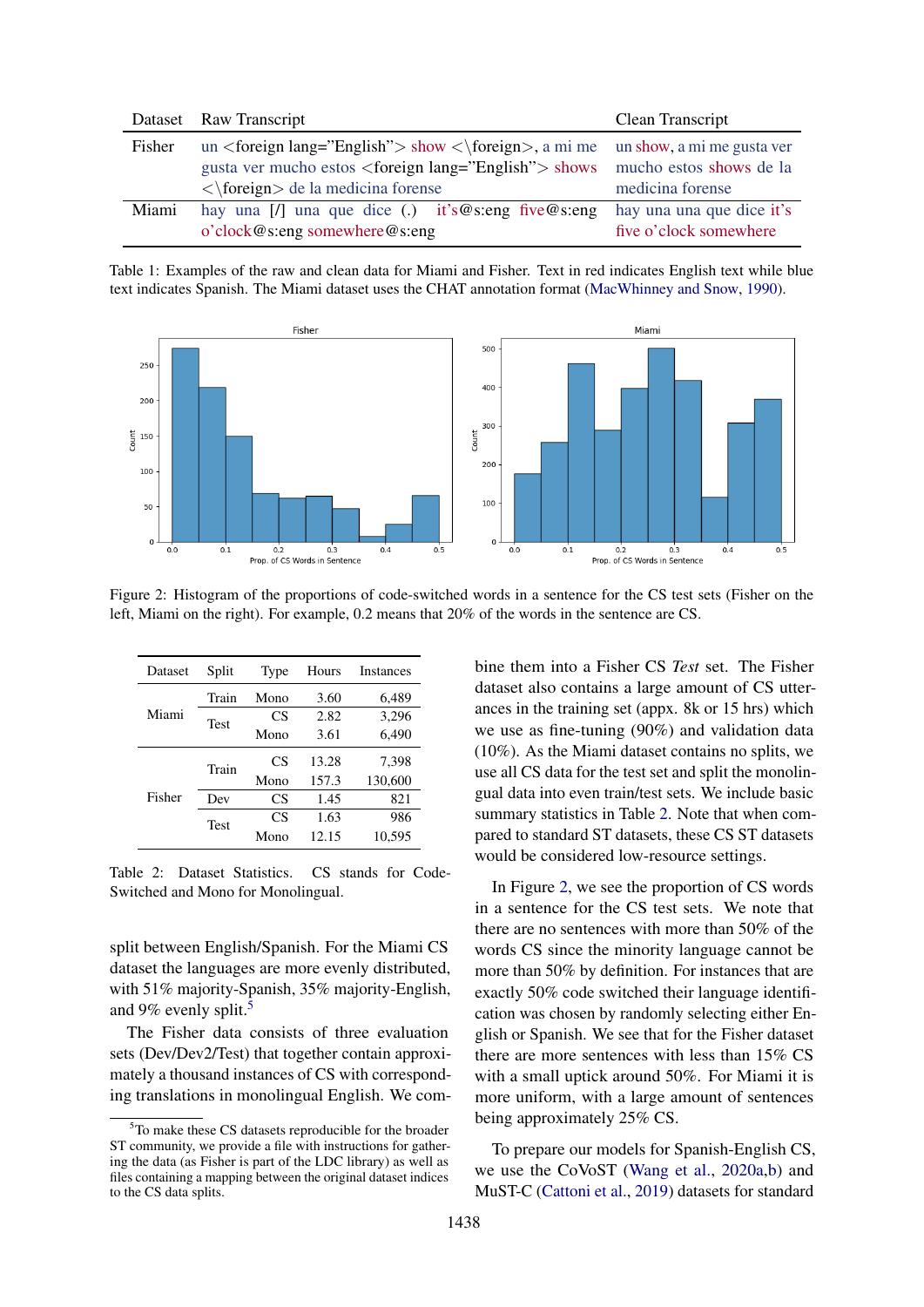| Dataset | Raw Transcript | Clean Transcript |
|---|---|---|
| Fisher | un <foreign lang="English"> show <\foreign>, a mi me gusta ver mucho estos <foreign lang="English"> shows <\foreign> de la medicina forense | un show, a mi me gusta ver mucho estos shows de la medicina forense |
| Miami | hay una [/] una que dice (.) it's@s:eng five@s:eng o'clock@s:eng somewhere@s:eng | hay una una que dice it's five o'clock somewhere |

Table 1: Examples of the raw and clean data for Miami and Fisher. Text in red indicates English text while blue text indicates Spanish. The Miami dataset uses the CHAT annotation format (MacWhinney and Snow, 1990).

Figure 2: Histogram of the proportions of code-switched words in a sentence for the CS test sets (Fisher on the left, Miami on the right). For example, 0.2 means that 20% of the words in the sentence are CS.

| Dataset | Split | Type | Hours | Instances |
|---|---|---|---|---|
| Miami | Train | Mono | 3.60 | 6,489 |
| | Test | CS | 2.82 | 3,296 |
| | | Mono | 3.61 | 6,490 |
| Fisher | Train | CS | 13.28 | 7,398 |
| | | Mono | 157.3 | 130,600 |
| | Dev | CS | 1.45 | 821 |
| | Test | CS | 1.63 | 986 |
| | | Mono | 12.15 | 10,595 |

Table 2: Dataset Statistics. CS stands for Code-Switched and Mono for Monolingual.

split between English/Spanish. For the Miami CS dataset the languages are more evenly distributed, with 51% majority-Spanish, 35% majority-English, and 9% evenly split.[5]

The Fisher data consists of three evaluation sets (Dev/Dev2/Test) that together contain approximately a thousand instances of CS with corresponding translations in monolingual English. We combine them into a Fisher CS *Test* set. The Fisher dataset also contains a large amount of CS utterances in the training set (appx. 8k or 15 hrs) which we use as fine-tuning (90%) and validation data (10%). As the Miami dataset contains no splits, we use all CS data for the test set and split the monolingual data into even train/test sets. We include basic summary statistics in Table 2. Note that when compared to standard ST datasets, these CS ST datasets would be considered low-resource settings.

In Figure 2, we see the proportion of CS words in a sentence for the CS test sets. We note that there are no sentences with more than 50% of the words CS since the minority language cannot be more than 50% by definition. For instances that are exactly 50% code switched their language identification was chosen by randomly selecting either English or Spanish. We see that for the Fisher dataset there are more sentences with less than 15% CS with a small uptick around 50%. For Miami it is more uniform, with a large amount of sentences being approximately 25% CS.

To prepare our models for Spanish-English CS, we use the CoVoST (Wang et al., 2020a,b) and MuST-C (Cattoni et al., 2019) datasets for standard

[5] To make these CS datasets reproducible for the broader ST community, we provide a file with instructions for gathering the data (as Fisher is part of the LDC library) as well as files containing a mapping between the original dataset indices to the CS data splits.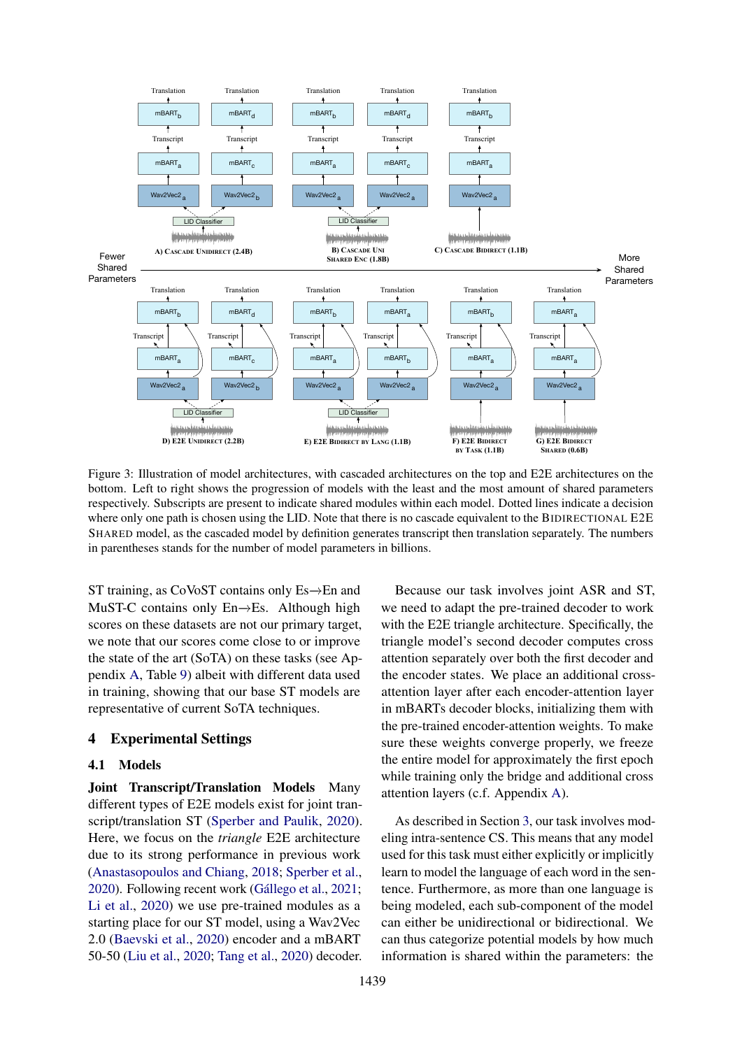Figure 3: Illustration of model architectures, with cascaded architectures on the top and E2E architectures on the bottom. Left to right shows the progression of models with the least and the most amount of shared parameters respectively. Subscripts are present to indicate shared modules within each model. Dotted lines indicate a decision where only one path is chosen using the LID. Note that there is no cascade equivalent to the BIDIRECTIONAL E2E SHARED model, as the cascaded model by definition generates transcript then translation separately. The numbers in parentheses stands for the number of model parameters in billions.

ST training, as CoVoST contains only Es→En and MuST-C contains only En→Es. Although high scores on these datasets are not our primary target, we note that our scores come close to or improve the state of the art (SoTA) on these tasks (see Appendix A, Table 9) albeit with different data used in training, showing that our base ST models are representative of current SoTA techniques.

## 4 Experimental Settings

### 4.1 Models

**Joint Transcript/Translation Models** Many different types of E2E models exist for joint transcript/translation ST (Sperber and Paulik, 2020). Here, we focus on the *triangle* E2E architecture due to its strong performance in previous work (Anastasopoulos and Chiang, 2018; Sperber et al., 2020). Following recent work (Gállego et al., 2021; Li et al., 2020) we use pre-trained modules as a starting place for our ST model, using a Wav2Vec 2.0 (Baevski et al., 2020) encoder and a mBART 50-50 (Liu et al., 2020; Tang et al., 2020) decoder.

Because our task involves joint ASR and ST, we need to adapt the pre-trained decoder to work with the E2E triangle architecture. Specifically, the triangle model's second decoder computes cross attention separately over both the first decoder and the encoder states. We place an additional cross-attention layer after each encoder-attention layer in mBARTs decoder blocks, initializing them with the pre-trained encoder-attention weights. To make sure these weights converge properly, we freeze the entire model for approximately the first epoch while training only the bridge and additional cross attention layers (c.f. Appendix A).

As described in Section 3, our task involves modeling intra-sentence CS. This means that any model used for this task must either explicitly or implicitly learn to model the language of each word in the sentence. Furthermore, as more than one language is being modeled, each sub-component of the model can either be unidirectional or bidirectional. We can thus categorize potential models by how much information is shared within the parameters: the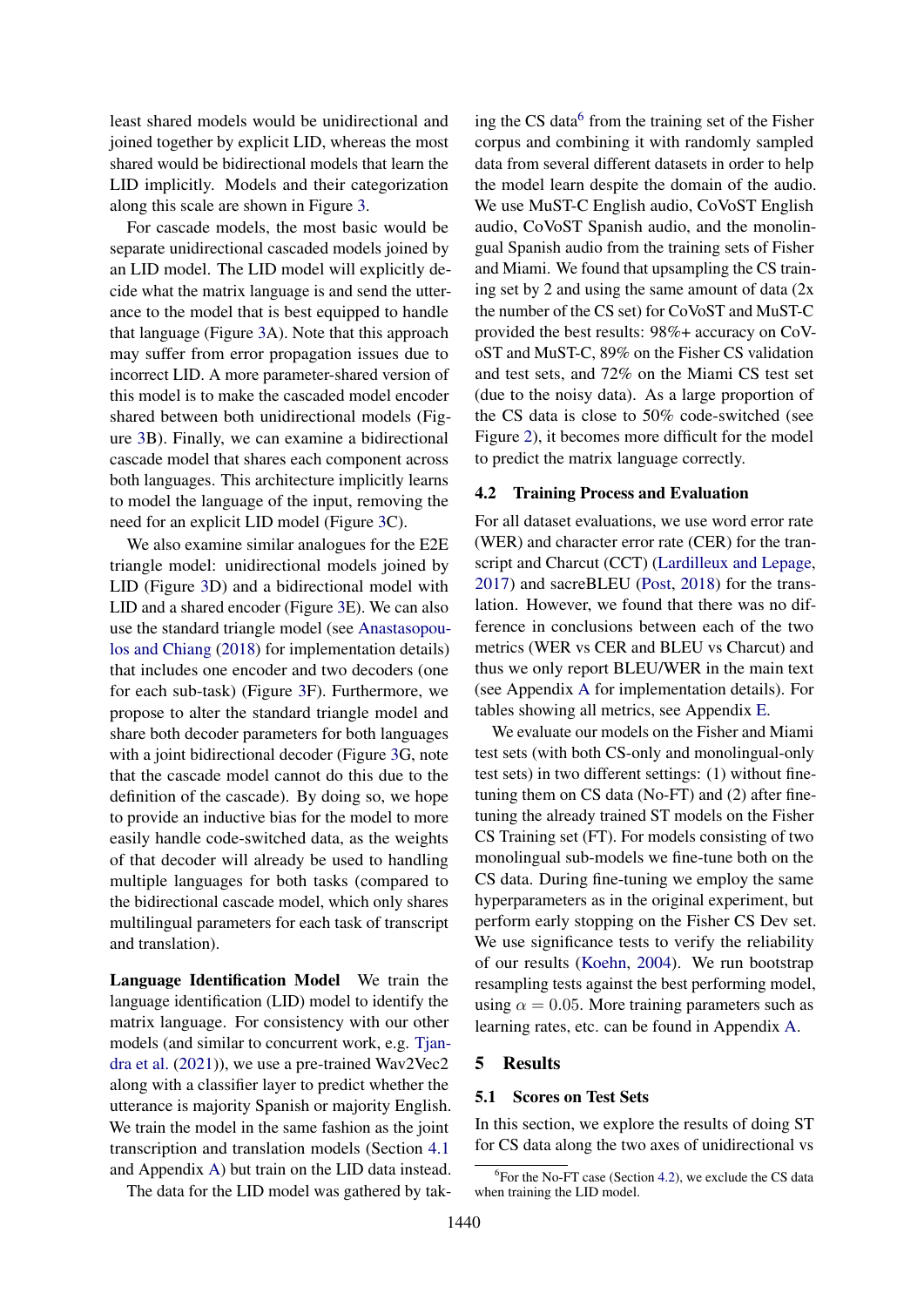least shared models would be unidirectional and joined together by explicit LID, whereas the most shared would be bidirectional models that learn the LID implicitly. Models and their categorization along this scale are shown in Figure 3.

For cascade models, the most basic would be separate unidirectional cascaded models joined by an LID model. The LID model will explicitly decide what the matrix language is and send the utterance to the model that is best equipped to handle that language (Figure 3A). Note that this approach may suffer from error propagation issues due to incorrect LID. A more parameter-shared version of this model is to make the cascaded model encoder shared between both unidirectional models (Figure 3B). Finally, we can examine a bidirectional cascade model that shares each component across both languages. This architecture implicitly learns to model the language of the input, removing the need for an explicit LID model (Figure 3C).

We also examine similar analogues for the E2E triangle model: unidirectional models joined by LID (Figure 3D) and a bidirectional model with LID and a shared encoder (Figure 3E). We can also use the standard triangle model (see Anastasopoulos and Chiang (2018) for implementation details) that includes one encoder and two decoders (one for each sub-task) (Figure 3F). Furthermore, we propose to alter the standard triangle model and share both decoder parameters for both languages with a joint bidirectional decoder (Figure 3G, note that the cascade model cannot do this due to the definition of the cascade). By doing so, we hope to provide an inductive bias for the model to more easily handle code-switched data, as the weights of that decoder will already be used to handling multiple languages for both tasks (compared to the bidirectional cascade model, which only shares multilingual parameters for each task of transcript and translation).

**Language Identification Model** We train the language identification (LID) model to identify the matrix language. For consistency with our other models (and similar to concurrent work, e.g. Tjandra et al. (2021)), we use a pre-trained Wav2Vec2 along with a classifier layer to predict whether the utterance is majority Spanish or majority English. We train the model in the same fashion as the joint transcription and translation models (Section 4.1 and Appendix A) but train on the LID data instead.

The data for the LID model was gathered by taking the CS data[6] from the training set of the Fisher corpus and combining it with randomly sampled data from several different datasets in order to help the model learn despite the domain of the audio. We use MuST-C English audio, CoVoST English audio, CoVoST Spanish audio, and the monolingual Spanish audio from the training sets of Fisher and Miami. We found that upsampling the CS training set by 2 and using the same amount of data (2x the number of the CS set) for CoVoST and MuST-C provided the best results: 98%+ accuracy on CoVoST and MuST-C, 89% on the Fisher CS validation and test sets, and 72% on the Miami CS test set (due to the noisy data). As a large proportion of the CS data is close to 50% code-switched (see Figure 2), it becomes more difficult for the model to predict the matrix language correctly.

## 4.2 Training Process and Evaluation

For all dataset evaluations, we use word error rate (WER) and character error rate (CER) for the transcript and Charcut (CCT) (Lardilleux and Lepage, 2017) and sacreBLEU (Post, 2018) for the translation. However, we found that there was no difference in conclusions between each of the two metrics (WER vs CER and BLEU vs Charcut) and thus we only report BLEU/WER in the main text (see Appendix A for implementation details). For tables showing all metrics, see Appendix E.

We evaluate our models on the Fisher and Miami test sets (with both CS-only and monolingual-only test sets) in two different settings: (1) without finetuning them on CS data (No-FT) and (2) after finetuning the already trained ST models on the Fisher CS Training set (FT). For models consisting of two monolingual sub-models we fine-tune both on the CS data. During fine-tuning we employ the same hyperparameters as in the original experiment, but perform early stopping on the Fisher CS Dev set. We use significance tests to verify the reliability of our results (Koehn, 2004). We run bootstrap resampling tests against the best performing model, using $\alpha = 0.05$. More training parameters such as learning rates, etc. can be found in Appendix A.

# 5 Results

## 5.1 Scores on Test Sets

In this section, we explore the results of doing ST for CS data along the two axes of unidirectional vs

[6] For the No-FT case (Section 4.2), we exclude the CS data when training the LID model.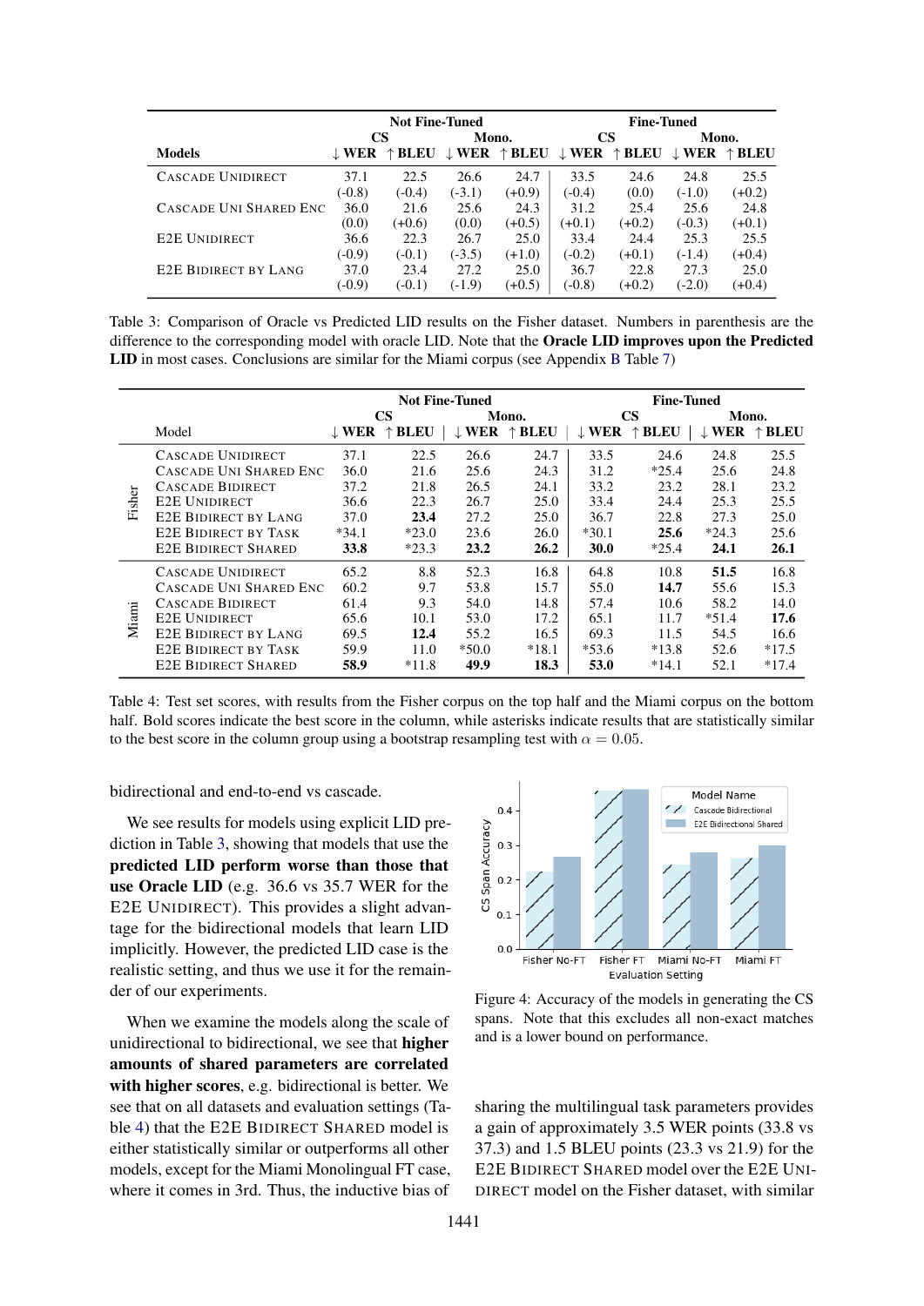| Models | Not Fine-Tuned | | | | Fine-Tuned | | | |
|---|---|---|---|---|---|---|---|---|
| | CS | | Mono. | | CS | | Mono. | |
| | ↓ WER | ↑ BLEU | ↓ WER | ↑ BLEU | ↓ WER | ↑ BLEU | ↓ WER | ↑ BLEU |
| CASCADE UNIDIRECT | 37.1 | 22.5 | 26.6 | 24.7 | 33.5 | 24.6 | 24.8 | 25.5 |
| | (-0.8) | (-0.4) | (-3.1) | (+0.9) | (-0.4) | (0.0) | (-1.0) | (+0.2) |
| CASCADE UNI SHARED ENC | 36.0 | 21.6 | 25.6 | 24.3 | 31.2 | 25.4 | 25.6 | 24.8 |
| | (0.0) | (+0.6) | (0.0) | (+0.5) | (+0.1) | (+0.2) | (-0.3) | (+0.1) |
| E2E UNIDIRECT | 36.6 | 22.3 | 26.7 | 25.0 | 33.4 | 24.4 | 25.3 | 25.5 |
| | (-0.9) | (-0.1) | (-3.5) | (+1.0) | (-0.2) | (+0.1) | (-1.4) | (+0.4) |
| E2E BIDIRECT BY LANG | 37.0 | 23.4 | 27.2 | 25.0 | 36.7 | 22.8 | 27.3 | 25.0 |
| | (-0.9) | (-0.1) | (-1.9) | (+0.5) | (-0.8) | (+0.2) | (-2.0) | (+0.4) |

Table 3: Comparison of Oracle vs Predicted LID results on the Fisher dataset. Numbers in parenthesis are the difference to the corresponding model with oracle LID. Note that the **Oracle LID improves upon the Predicted LID** in most cases. Conclusions are similar for the Miami corpus (see Appendix B Table 7)

| | Model | Not Fine-Tuned | | | | Fine-Tuned | | | |
|---|---|---|---|---|---|---|---|---|---|
| | | CS | | Mono. | | CS | | Mono. | |
| | | ↓ WER | ↑ BLEU | ↓ WER | ↑ BLEU | ↓ WER | ↑ BLEU | ↓ WER | ↑ BLEU |
| Fisher | CASCADE UNIDIRECT | 37.1 | 22.5 | 26.6 | 24.7 | 33.5 | 24.6 | 24.8 | 25.5 |
| | CASCADE UNI SHARED ENC | 36.0 | 21.6 | 25.6 | 24.3 | 31.2 | *25.4 | 25.6 | 24.8 |
| | CASCADE BIDIRECT | 37.2 | 21.8 | 26.5 | 24.1 | 33.2 | 23.2 | 28.1 | 23.2 |
| | E2E UNIDIRECT | 36.6 | 22.3 | 26.7 | 25.0 | 33.4 | 24.4 | 25.3 | 25.5 |
| | E2E BIDIRECT BY LANG | 37.0 | **23.4** | 27.2 | 25.0 | 36.7 | 22.8 | 27.3 | 25.0 |
| | E2E BIDIRECT BY TASK | *34.1 | *23.0 | 23.6 | 26.0 | *30.1 | **25.6** | *24.3 | 25.6 |
| | E2E BIDIRECT SHARED | **33.8** | *23.3 | **23.2** | **26.2** | **30.0** | *25.4 | **24.1** | **26.1** |
| Miami | CASCADE UNIDIRECT | 65.2 | 8.8 | 52.3 | 16.8 | 64.8 | 10.8 | **51.5** | 16.8 |
| | CASCADE UNI SHARED ENC | 60.2 | 9.7 | 53.8 | 15.7 | 55.0 | **14.7** | 55.6 | 15.3 |
| | CASCADE BIDIRECT | 61.4 | 9.3 | 54.0 | 14.8 | 57.4 | 10.6 | 58.2 | 14.0 |
| | E2E UNIDIRECT | 65.6 | 10.1 | 53.0 | 17.2 | 65.1 | 11.7 | *51.4 | **17.6** |
| | E2E BIDIRECT BY LANG | 69.5 | **12.4** | 55.2 | 16.5 | 69.3 | 11.5 | 54.5 | 16.6 |
| | E2E BIDIRECT BY TASK | 59.9 | 11.0 | *50.0 | *18.1 | *53.6 | *13.8 | 52.6 | *17.5 |
| | E2E BIDIRECT SHARED | **58.9** | *11.8 | **49.9** | **18.3** | **53.0** | *14.1 | 52.1 | *17.4 |

Table 4: Test set scores, with results from the Fisher corpus on the top half and the Miami corpus on the bottom half. Bold scores indicate the best score in the column, while asterisks indicate results that are statistically similar to the best score in the column group using a bootstrap resampling test with $\alpha = 0.05$.

bidirectional and end-to-end vs cascade.

We see results for models using explicit LID prediction in Table 3, showing that models that use the **predicted LID perform worse than those that use Oracle LID** (e.g. 36.6 vs 35.7 WER for the E2E UNIDIRECT). This provides a slight advantage for the bidirectional models that learn LID implicitly. However, the predicted LID case is the realistic setting, and thus we use it for the remainder of our experiments.

When we examine the models along the scale of unidirectional to bidirectional, we see that **higher amounts of shared parameters are correlated with higher scores**, e.g. bidirectional is better. We see that on all datasets and evaluation settings (Table 4) that the E2E BIDIRECT SHARED model is either statistically similar or outperforms all other models, except for the Miami Monolingual FT case, where it comes in 3rd. Thus, the inductive bias of sharing the multilingual task parameters provides a gain of approximately 3.5 WER points (33.8 vs 37.3) and 1.5 BLEU points (23.3 vs 21.9) for the E2E BIDIRECT SHARED model over the E2E UNIDIRECT model on the Fisher dataset, with similar

Figure 4: Accuracy of the models in generating the CS spans. Note that this excludes all non-exact matches and is a lower bound on performance.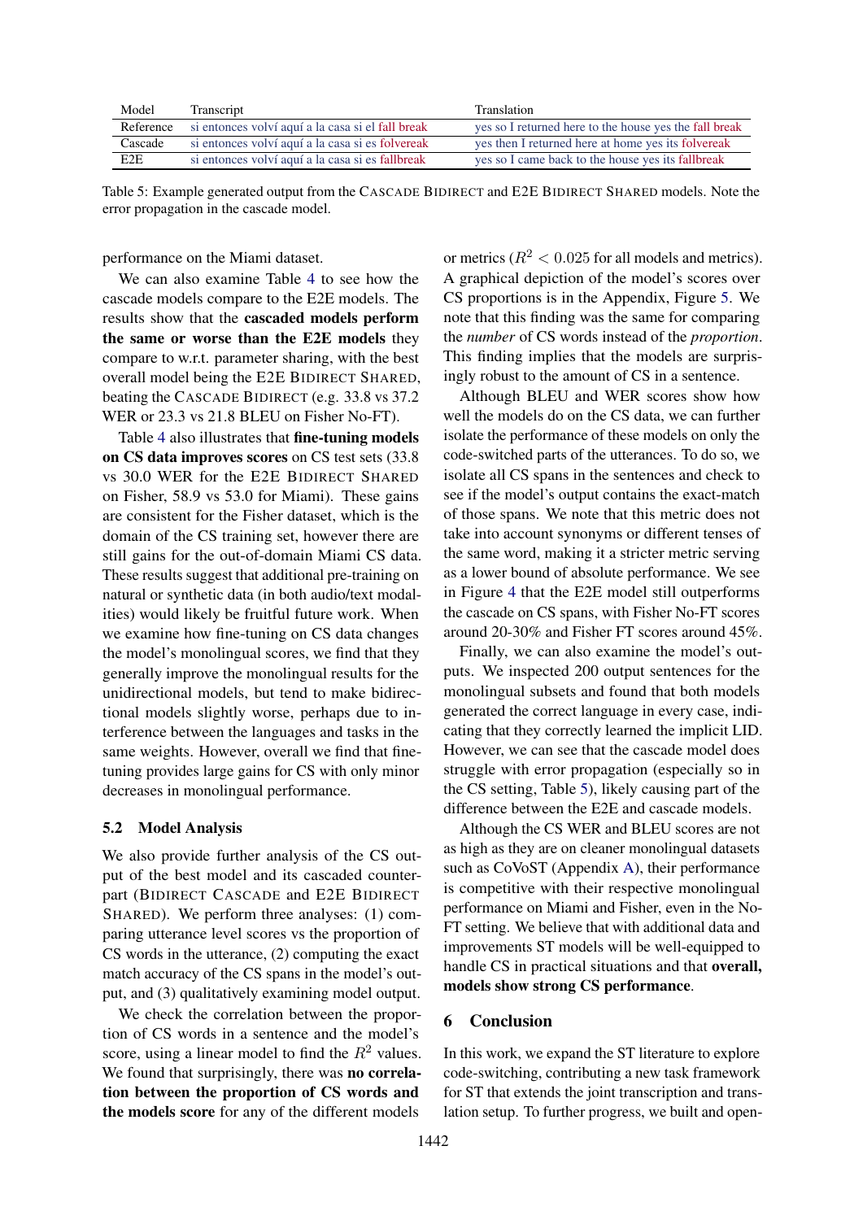| Model | Transcript | Translation |
|---|---|---|
| Reference | si entonces volví aquí a la casa si el fall break | yes so I returned here to the house yes the fall break |
| Cascade | si entonces volví aquí a la casa si es folvereak | yes then I returned here at home yes its folvereak |
| E2E | si entonces volví aquí a la casa si es fallbreak | yes so I came back to the house yes its fallbreak |

Table 5: Example generated output from the CASCADE BIDIRECT and E2E BIDIRECT SHARED models. Note the error propagation in the cascade model.

performance on the Miami dataset.

We can also examine Table 4 to see how the cascade models compare to the E2E models. The results show that the **cascaded models perform the same or worse than the E2E models** they compare to w.r.t. parameter sharing, with the best overall model being the E2E BIDIRECT SHARED, beating the CASCADE BIDIRECT (e.g. 33.8 vs 37.2 WER or 23.3 vs 21.8 BLEU on Fisher No-FT).

Table 4 also illustrates that **fine-tuning models on CS data improves scores** on CS test sets (33.8 vs 30.0 WER for the E2E BIDIRECT SHARED on Fisher, 58.9 vs 53.0 for Miami). These gains are consistent for the Fisher dataset, which is the domain of the CS training set, however there are still gains for the out-of-domain Miami CS data. These results suggest that additional pre-training on natural or synthetic data (in both audio/text modalities) would likely be fruitful future work. When we examine how fine-tuning on CS data changes the model's monolingual scores, we find that they generally improve the monolingual results for the unidirectional models, but tend to make bidirectional models slightly worse, perhaps due to interference between the languages and tasks in the same weights. However, overall we find that fine-tuning provides large gains for CS with only minor decreases in monolingual performance.

### 5.2 Model Analysis

We also provide further analysis of the CS output of the best model and its cascaded counterpart (BIDIRECT CASCADE and E2E BIDIRECT SHARED). We perform three analyses: (1) comparing utterance level scores vs the proportion of CS words in the utterance, (2) computing the exact match accuracy of the CS spans in the model's output, and (3) qualitatively examining model output.

We check the correlation between the proportion of CS words in a sentence and the model's score, using a linear model to find the $R^2$ values. We found that surprisingly, there was **no correlation between the proportion of CS words and the models score** for any of the different models or metrics ($R^2 < 0.025$ for all models and metrics). A graphical depiction of the model's scores over CS proportions is in the Appendix, Figure 5. We note that this finding was the same for comparing the *number* of CS words instead of the *proportion*. This finding implies that the models are surprisingly robust to the amount of CS in a sentence.

Although BLEU and WER scores show how well the models do on the CS data, we can further isolate the performance of these models on only the code-switched parts of the utterances. To do so, we isolate all CS spans in the sentences and check to see if the model's output contains the exact-match of those spans. We note that this metric does not take into account synonyms or different tenses of the same word, making it a stricter metric serving as a lower bound of absolute performance. We see in Figure 4 that the E2E model still outperforms the cascade on CS spans, with Fisher No-FT scores around 20-30% and Fisher FT scores around 45%.

Finally, we can also examine the model's outputs. We inspected 200 output sentences for the monolingual subsets and found that both models generated the correct language in every case, indicating that they correctly learned the implicit LID. However, we can see that the cascade model does struggle with error propagation (especially so in the CS setting, Table 5), likely causing part of the difference between the E2E and cascade models.

Although the CS WER and BLEU scores are not as high as they are on cleaner monolingual datasets such as CoVoST (Appendix A), their performance is competitive with their respective monolingual performance on Miami and Fisher, even in the No-FT setting. We believe that with additional data and improvements ST models will be well-equipped to handle CS in practical situations and that **overall, models show strong CS performance**.

## 6 Conclusion

In this work, we expand the ST literature to explore code-switching, contributing a new task framework for ST that extends the joint transcription and translation setup. To further progress, we built and open-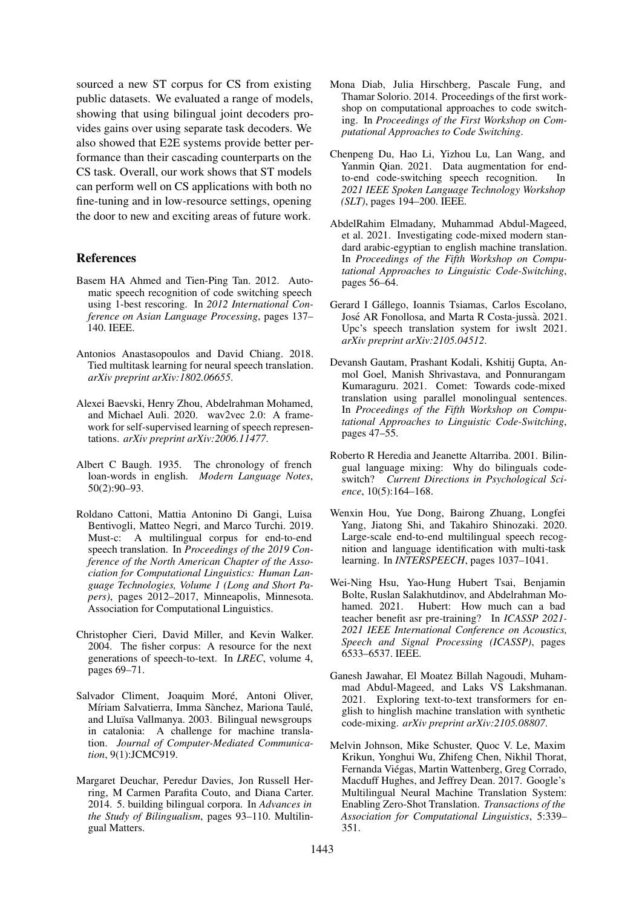sourced a new ST corpus for CS from existing public datasets. We evaluated a range of models, showing that using bilingual joint decoders provides gains over using separate task decoders. We also showed that E2E systems provide better performance than their cascading counterparts on the CS task. Overall, our work shows that ST models can perform well on CS applications with both no fine-tuning and in low-resource settings, opening the door to new and exciting areas of future work.

## References

Basem HA Ahmed and Tien-Ping Tan. 2012. Automatic speech recognition of code switching speech using 1-best rescoring. In *2012 International Conference on Asian Language Processing*, pages 137–140. IEEE.

Antonios Anastasopoulos and David Chiang. 2018. Tied multitask learning for neural speech translation. *arXiv preprint arXiv:1802.06655*.

Alexei Baevski, Henry Zhou, Abdelrahman Mohamed, and Michael Auli. 2020. wav2vec 2.0: A framework for self-supervised learning of speech representations. *arXiv preprint arXiv:2006.11477*.

Albert C Baugh. 1935. The chronology of french loan-words in english. *Modern Language Notes*, 50(2):90–93.

Roldano Cattoni, Mattia Antonino Di Gangi, Luisa Bentivogli, Matteo Negri, and Marco Turchi. 2019. Must-c: A multilingual corpus for end-to-end speech translation. In *Proceedings of the 2019 Conference of the North American Chapter of the Association for Computational Linguistics: Human Language Technologies, Volume 1 (Long and Short Papers)*, pages 2012–2017, Minneapolis, Minnesota. Association for Computational Linguistics.

Christopher Cieri, David Miller, and Kevin Walker. 2004. The fisher corpus: A resource for the next generations of speech-to-text. In *LREC*, volume 4, pages 69–71.

Salvador Climent, Joaquim Moré, Antoni Oliver, Míriam Salvatierra, Imma Sànchez, Mariona Taulé, and Lluïsa Vallmanya. 2003. Bilingual newsgroups in catalonia: A challenge for machine translation. *Journal of Computer-Mediated Communication*, 9(1):JCMC919.

Margaret Deuchar, Peredur Davies, Jon Russell Herring, M Carmen Parafita Couto, and Diana Carter. 2014. 5. building bilingual corpora. In *Advances in the Study of Bilingualism*, pages 93–110. Multilingual Matters.

Mona Diab, Julia Hirschberg, Pascale Fung, and Thamar Solorio. 2014. Proceedings of the first workshop on computational approaches to code switching. In *Proceedings of the First Workshop on Computational Approaches to Code Switching*.

Chenpeng Du, Hao Li, Yizhou Lu, Lan Wang, and Yanmin Qian. 2021. Data augmentation for end-to-end code-switching speech recognition. In *2021 IEEE Spoken Language Technology Workshop (SLT)*, pages 194–200. IEEE.

AbdelRahim Elmadany, Muhammad Abdul-Mageed, et al. 2021. Investigating code-mixed modern standard arabic-egyptian to english machine translation. In *Proceedings of the Fifth Workshop on Computational Approaches to Linguistic Code-Switching*, pages 56–64.

Gerard I Gállego, Ioannis Tsiamas, Carlos Escolano, José AR Fonollosa, and Marta R Costa-jussà. 2021. Upc's speech translation system for iwslt 2021. *arXiv preprint arXiv:2105.04512*.

Devansh Gautam, Prashant Kodali, Kshitij Gupta, Anmol Goel, Manish Shrivastava, and Ponnurangam Kumaraguru. 2021. Comet: Towards code-mixed translation using parallel monolingual sentences. In *Proceedings of the Fifth Workshop on Computational Approaches to Linguistic Code-Switching*, pages 47–55.

Roberto R Heredia and Jeanette Altarriba. 2001. Bilingual language mixing: Why do bilinguals code-switch? *Current Directions in Psychological Science*, 10(5):164–168.

Wenxin Hou, Yue Dong, Bairong Zhuang, Longfei Yang, Jiatong Shi, and Takahiro Shinozaki. 2020. Large-scale end-to-end multilingual speech recognition and language identification with multi-task learning. In *INTERSPEECH*, pages 1037–1041.

Wei-Ning Hsu, Yao-Hung Hubert Tsai, Benjamin Bolte, Ruslan Salakhutdinov, and Abdelrahman Mohamed. 2021. Hubert: How much can a bad teacher benefit asr pre-training? In *ICASSP 2021-2021 IEEE International Conference on Acoustics, Speech and Signal Processing (ICASSP)*, pages 6533–6537. IEEE.

Ganesh Jawahar, El Moatez Billah Nagoudi, Muhammad Abdul-Mageed, and Laks VS Lakshmanan. 2021. Exploring text-to-text transformers for english to hinglish machine translation with synthetic code-mixing. *arXiv preprint arXiv:2105.08807*.

Melvin Johnson, Mike Schuster, Quoc V. Le, Maxim Krikun, Yonghui Wu, Zhifeng Chen, Nikhil Thorat, Fernanda Viégas, Martin Wattenberg, Greg Corrado, Macduff Hughes, and Jeffrey Dean. 2017. Google's Multilingual Neural Machine Translation System: Enabling Zero-Shot Translation. *Transactions of the Association for Computational Linguistics*, 5:339–351.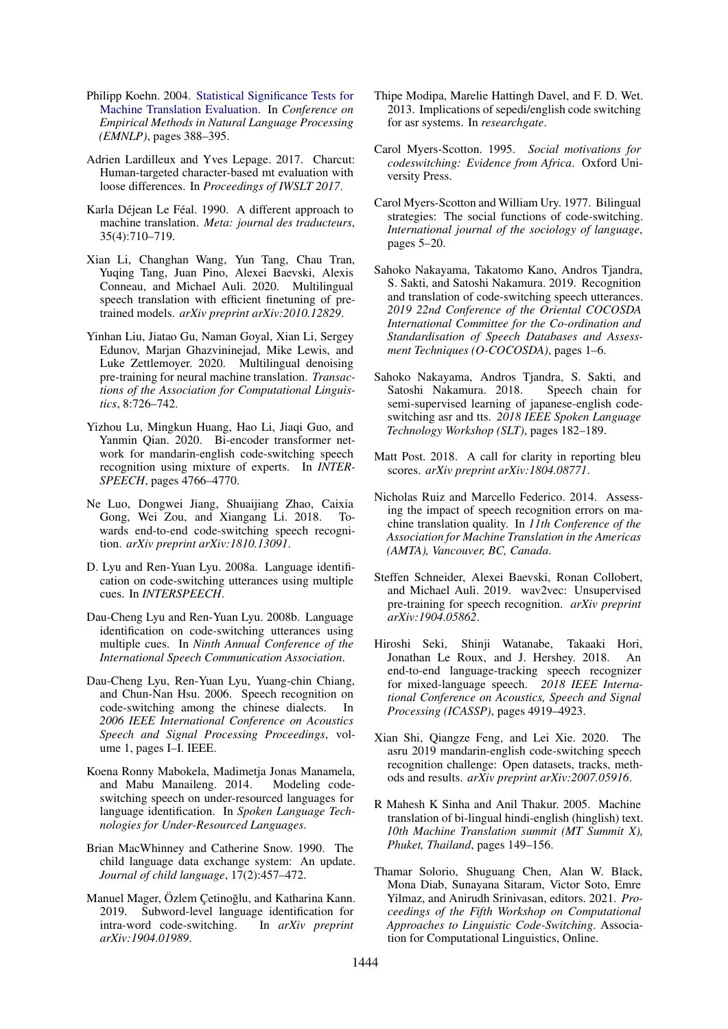Philipp Koehn. 2004. Statistical Significance Tests for Machine Translation Evaluation. In *Conference on Empirical Methods in Natural Language Processing (EMNLP)*, pages 388–395.

Adrien Lardilleux and Yves Lepage. 2017. Charcut: Human-targeted character-based mt evaluation with loose differences. In *Proceedings of IWSLT 2017*.

Karla Déjean Le Féal. 1990. A different approach to machine translation. *Meta: journal des traducteurs*, 35(4):710–719.

Xian Li, Changhan Wang, Yun Tang, Chau Tran, Yuqing Tang, Juan Pino, Alexei Baevski, Alexis Conneau, and Michael Auli. 2020. Multilingual speech translation with efficient finetuning of pretrained models. *arXiv preprint arXiv:2010.12829*.

Yinhan Liu, Jiatao Gu, Naman Goyal, Xian Li, Sergey Edunov, Marjan Ghazvininejad, Mike Lewis, and Luke Zettlemoyer. 2020. Multilingual denoising pre-training for neural machine translation. *Transactions of the Association for Computational Linguistics*, 8:726–742.

Yizhou Lu, Mingkun Huang, Hao Li, Jiaqi Guo, and Yanmin Qian. 2020. Bi-encoder transformer network for mandarin-english code-switching speech recognition using mixture of experts. In *INTERSPEECH*, pages 4766–4770.

Ne Luo, Dongwei Jiang, Shuaijiang Zhao, Caixia Gong, Wei Zou, and Xiangang Li. 2018. Towards end-to-end code-switching speech recognition. *arXiv preprint arXiv:1810.13091*.

D. Lyu and Ren-Yuan Lyu. 2008a. Language identification on code-switching utterances using multiple cues. In *INTERSPEECH*.

Dau-Cheng Lyu and Ren-Yuan Lyu. 2008b. Language identification on code-switching utterances using multiple cues. In *Ninth Annual Conference of the International Speech Communication Association*.

Dau-Cheng Lyu, Ren-Yuan Lyu, Yuang-chin Chiang, and Chun-Nan Hsu. 2006. Speech recognition on code-switching among the chinese dialects. In *2006 IEEE International Conference on Acoustics Speech and Signal Processing Proceedings*, volume 1, pages I–I. IEEE.

Koena Ronny Mabokela, Madimetja Jonas Manamela, and Mabu Manaileng. 2014. Modeling code-switching speech on under-resourced languages for language identification. In *Spoken Language Technologies for Under-Resourced Languages*.

Brian MacWhinney and Catherine Snow. 1990. The child language data exchange system: An update. *Journal of child language*, 17(2):457–472.

Manuel Mager, Özlem Çetinoğlu, and Katharina Kann. 2019. Subword-level language identification for intra-word code-switching. In *arXiv preprint arXiv:1904.01989*.

Thipe Modipa, Marelie Hattingh Davel, and F. D. Wet. 2013. Implications of sepedi/english code switching for asr systems. In *researchgate*.

Carol Myers-Scotton. 1995. *Social motivations for codeswitching: Evidence from Africa*. Oxford University Press.

Carol Myers-Scotton and William Ury. 1977. Bilingual strategies: The social functions of code-switching. *International journal of the sociology of language*, pages 5–20.

Sahoko Nakayama, Takatomo Kano, Andros Tjandra, S. Sakti, and Satoshi Nakamura. 2019. Recognition and translation of code-switching speech utterances. *2019 22nd Conference of the Oriental COCOSDA International Committee for the Co-ordination and Standardisation of Speech Databases and Assessment Techniques (O-COCOSDA)*, pages 1–6.

Sahoko Nakayama, Andros Tjandra, S. Sakti, and Satoshi Nakamura. 2018. Speech chain for semi-supervised learning of japanese-english code-switching asr and tts. *2018 IEEE Spoken Language Technology Workshop (SLT)*, pages 182–189.

Matt Post. 2018. A call for clarity in reporting bleu scores. *arXiv preprint arXiv:1804.08771*.

Nicholas Ruiz and Marcello Federico. 2014. Assessing the impact of speech recognition errors on machine translation quality. In *11th Conference of the Association for Machine Translation in the Americas (AMTA), Vancouver, BC, Canada*.

Steffen Schneider, Alexei Baevski, Ronan Collobert, and Michael Auli. 2019. wav2vec: Unsupervised pre-training for speech recognition. *arXiv preprint arXiv:1904.05862*.

Hiroshi Seki, Shinji Watanabe, Takaaki Hori, Jonathan Le Roux, and J. Hershey. 2018. An end-to-end language-tracking speech recognizer for mixed-language speech. *2018 IEEE International Conference on Acoustics, Speech and Signal Processing (ICASSP)*, pages 4919–4923.

Xian Shi, Qiangze Feng, and Lei Xie. 2020. The asru 2019 mandarin-english code-switching speech recognition challenge: Open datasets, tracks, methods and results. *arXiv preprint arXiv:2007.05916*.

R Mahesh K Sinha and Anil Thakur. 2005. Machine translation of bi-lingual hindi-english (hinglish) text. *10th Machine Translation summit (MT Summit X), Phuket, Thailand*, pages 149–156.

Thamar Solorio, Shuguang Chen, Alan W. Black, Mona Diab, Sunayana Sitaram, Victor Soto, Emre Yilmaz, and Anirudh Srinivasan, editors. 2021. *Proceedings of the Fifth Workshop on Computational Approaches to Linguistic Code-Switching*. Association for Computational Linguistics, Online.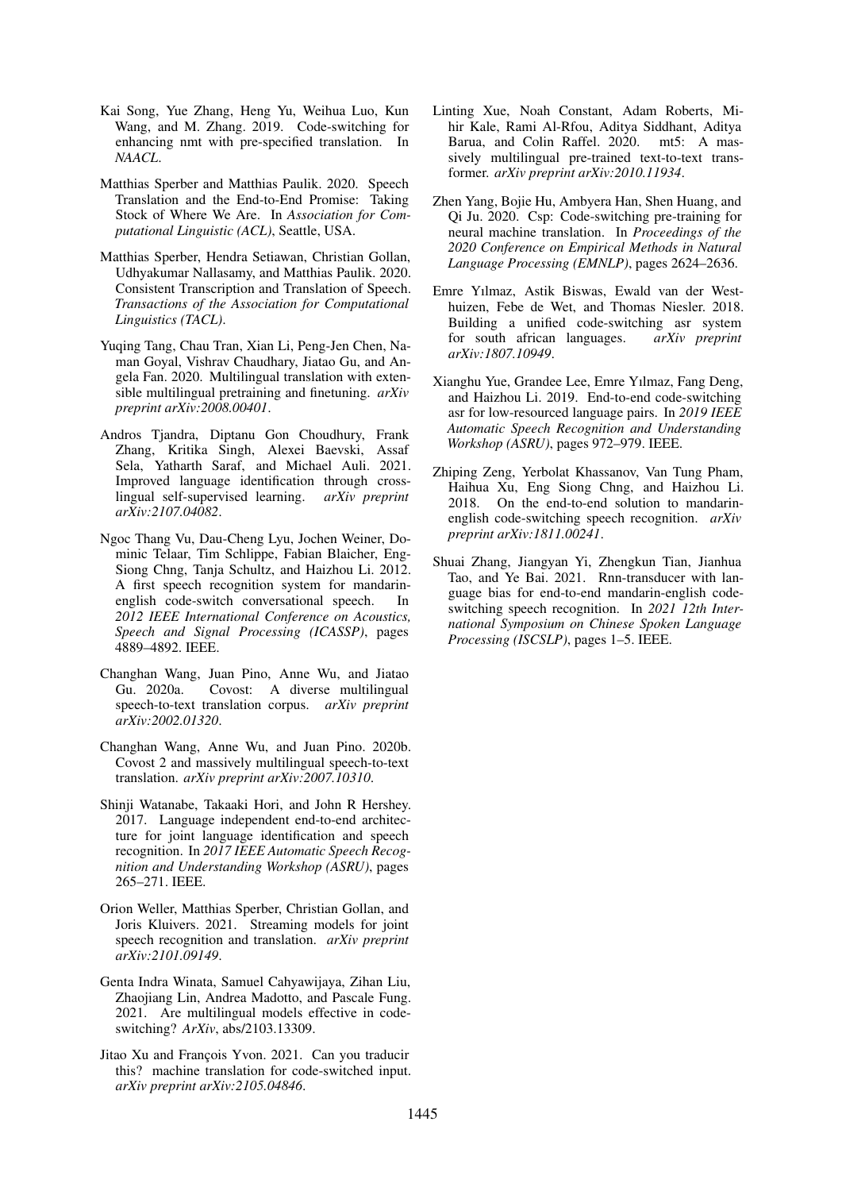Kai Song, Yue Zhang, Heng Yu, Weihua Luo, Kun Wang, and M. Zhang. 2019. Code-switching for enhancing nmt with pre-specified translation. In *NAACL*.

Matthias Sperber and Matthias Paulik. 2020. Speech Translation and the End-to-End Promise: Taking Stock of Where We Are. In *Association for Computational Linguistic (ACL)*, Seattle, USA.

Matthias Sperber, Hendra Setiawan, Christian Gollan, Udhyakumar Nallasamy, and Matthias Paulik. 2020. Consistent Transcription and Translation of Speech. *Transactions of the Association for Computational Linguistics (TACL)*.

Yuqing Tang, Chau Tran, Xian Li, Peng-Jen Chen, Naman Goyal, Vishrav Chaudhary, Jiatao Gu, and Angela Fan. 2020. Multilingual translation with extensible multilingual pretraining and finetuning. *arXiv preprint arXiv:2008.00401*.

Andros Tjandra, Diptanu Gon Choudhury, Frank Zhang, Kritika Singh, Alexei Baevski, Assaf Sela, Yatharth Saraf, and Michael Auli. 2021. Improved language identification through cross-lingual self-supervised learning. *arXiv preprint arXiv:2107.04082*.

Ngoc Thang Vu, Dau-Cheng Lyu, Jochen Weiner, Dominic Telaar, Tim Schlippe, Fabian Blaicher, Eng-Siong Chng, Tanja Schultz, and Haizhou Li. 2012. A first speech recognition system for mandarin-english code-switch conversational speech. In *2012 IEEE International Conference on Acoustics, Speech and Signal Processing (ICASSP)*, pages 4889–4892. IEEE.

Changhan Wang, Juan Pino, Anne Wu, and Jiatao Gu. 2020a. Covost: A diverse multilingual speech-to-text translation corpus. *arXiv preprint arXiv:2002.01320*.

Changhan Wang, Anne Wu, and Juan Pino. 2020b. Covost 2 and massively multilingual speech-to-text translation. *arXiv preprint arXiv:2007.10310*.

Shinji Watanabe, Takaaki Hori, and John R Hershey. 2017. Language independent end-to-end architecture for joint language identification and speech recognition. In *2017 IEEE Automatic Speech Recognition and Understanding Workshop (ASRU)*, pages 265–271. IEEE.

Orion Weller, Matthias Sperber, Christian Gollan, and Joris Kluivers. 2021. Streaming models for joint speech recognition and translation. *arXiv preprint arXiv:2101.09149*.

Genta Indra Winata, Samuel Cahyawijaya, Zihan Liu, Zhaojiang Lin, Andrea Madotto, and Pascale Fung. 2021. Are multilingual models effective in code-switching? *ArXiv*, abs/2103.13309.

Jitao Xu and François Yvon. 2021. Can you traducir this? machine translation for code-switched input. *arXiv preprint arXiv:2105.04846*.

Linting Xue, Noah Constant, Adam Roberts, Mihir Kale, Rami Al-Rfou, Aditya Siddhant, Aditya Barua, and Colin Raffel. 2020. mt5: A massively multilingual pre-trained text-to-text transformer. *arXiv preprint arXiv:2010.11934*.

Zhen Yang, Bojie Hu, Ambyera Han, Shen Huang, and Qi Ju. 2020. Csp: Code-switching pre-training for neural machine translation. In *Proceedings of the 2020 Conference on Empirical Methods in Natural Language Processing (EMNLP)*, pages 2624–2636.

Emre Yılmaz, Astik Biswas, Ewald van der Westhuizen, Febe de Wet, and Thomas Niesler. 2018. Building a unified code-switching asr system for south african languages. *arXiv preprint arXiv:1807.10949*.

Xianghu Yue, Grandee Lee, Emre Yılmaz, Fang Deng, and Haizhou Li. 2019. End-to-end code-switching asr for low-resourced language pairs. In *2019 IEEE Automatic Speech Recognition and Understanding Workshop (ASRU)*, pages 972–979. IEEE.

Zhiping Zeng, Yerbolat Khassanov, Van Tung Pham, Haihua Xu, Eng Siong Chng, and Haizhou Li. 2018. On the end-to-end solution to mandarin-english code-switching speech recognition. *arXiv preprint arXiv:1811.00241*.

Shuai Zhang, Jiangyan Yi, Zhengkun Tian, Jianhua Tao, and Ye Bai. 2021. Rnn-transducer with language bias for end-to-end mandarin-english code-switching speech recognition. In *2021 12th International Symposium on Chinese Spoken Language Processing (ISCSLP)*, pages 1–5. IEEE.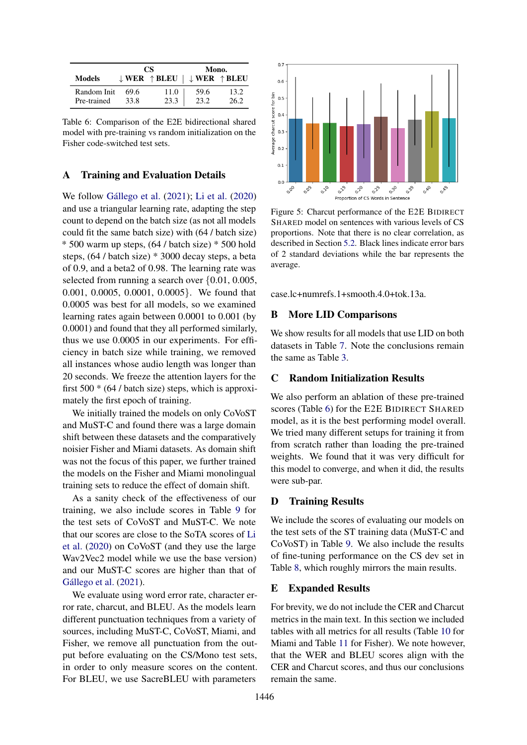| Models | CS | | Mono. | |
|---|---|---|---|---|
| | ↓ WER | ↑ BLEU | ↓ WER | ↑ BLEU |
| Random Init | 69.6 | 11.0 | 59.6 | 13.2 |
| Pre-trained | 33.8 | 23.3 | 23.2 | 26.2 |

Table 6: Comparison of the E2E bidirectional shared model with pre-training vs random initialization on the Fisher code-switched test sets.

## A Training and Evaluation Details

We follow Gállego et al. (2021); Li et al. (2020) and use a triangular learning rate, adapting the step count to depend on the batch size (as not all models could fit the same batch size) with (64 / batch size) * 500 warm up steps, (64 / batch size) * 500 hold steps, (64 / batch size) * 3000 decay steps, a beta of 0.9, and a beta2 of 0.98. The learning rate was selected from running a search over {0.01, 0.005, 0.001, 0.0005, 0.0001, 0.0005}. We found that 0.0005 was best for all models, so we examined learning rates again between 0.0001 to 0.001 (by 0.0001) and found that they all performed similarly, thus we use 0.0005 in our experiments. For efficiency in batch size while training, we removed all instances whose audio length was longer than 20 seconds. We freeze the attention layers for the first 500 * (64 / batch size) steps, which is approximately the first epoch of training.

We initially trained the models on only CoVoST and MuST-C and found there was a large domain shift between these datasets and the comparatively noisier Fisher and Miami datasets. As domain shift was not the focus of this paper, we further trained the models on the Fisher and Miami monolingual training sets to reduce the effect of domain shift.

As a sanity check of the effectiveness of our training, we also include scores in Table 9 for the test sets of CoVoST and MuST-C. We note that our scores are close to the SoTA scores of Li et al. (2020) on CoVoST (and they use the large Wav2Vec2 model while we use the base version) and our MuST-C scores are higher than that of Gállego et al. (2021).

We evaluate using word error rate, character error rate, charcut, and BLEU. As the models learn different punctuation techniques from a variety of sources, including MuST-C, CoVoST, Miami, and Fisher, we remove all punctuation from the output before evaluating on the CS/Mono test sets, in order to only measure scores on the content. For BLEU, we use SacreBLEU with parameters case.lc+numrefs.1+smooth.4.0+tok.13a.

Figure 5: Charcut performance of the E2E BIDIRECT SHARED model on sentences with various levels of CS proportions. Note that there is no clear correlation, as described in Section 5.2. Black lines indicate error bars of 2 standard deviations while the bar represents the average.

## B More LID Comparisons

We show results for all models that use LID on both datasets in Table 7. Note the conclusions remain the same as Table 3.

## C Random Initialization Results

We also perform an ablation of these pre-trained scores (Table 6) for the E2E BIDIRECT SHARED model, as it is the best performing model overall. We tried many different setups for training it from from scratch rather than loading the pre-trained weights. We found that it was very difficult for this model to converge, and when it did, the results were sub-par.

## D Training Results

We include the scores of evaluating our models on the test sets of the ST training data (MuST-C and CoVoST) in Table 9. We also include the results of fine-tuning performance on the CS dev set in Table 8, which roughly mirrors the main results.

## E Expanded Results

For brevity, we do not include the CER and Charcut metrics in the main text. In this section we included tables with all metrics for all results (Table 10 for Miami and Table 11 for Fisher). We note however, that the WER and BLEU scores align with the CER and Charcut scores, and thus our conclusions remain the same.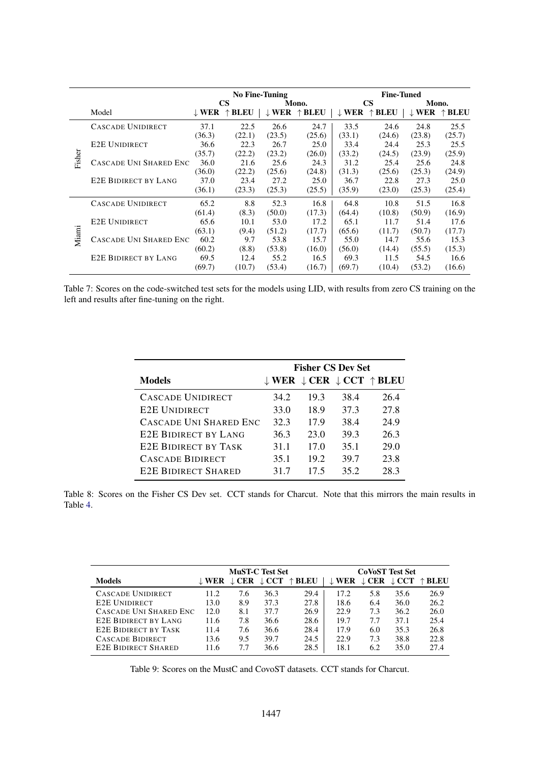| | Model | No Fine-Tuning | | | | Fine-Tuned | | | |
|---|---|---|---|---|---|---|---|---|---|
| | | CS | | Mono. | | CS | | Mono. | |
| | | ↓ WER | ↑ BLEU | ↓ WER | ↑ BLEU | ↓ WER | ↑ BLEU | ↓ WER | ↑ BLEU |
| Fisher | CASCADE UNIDIRECT | 37.1 | 22.5 | 26.6 | 24.7 | 33.5 | 24.6 | 24.8 | 25.5 |
| | | (36.3) | (22.1) | (23.5) | (25.6) | (33.1) | (24.6) | (23.8) | (25.7) |
| | E2E UNIDIRECT | 36.6 | 22.3 | 26.7 | 25.0 | 33.4 | 24.4 | 25.3 | 25.5 |
| | | (35.7) | (22.2) | (23.2) | (26.0) | (33.2) | (24.5) | (23.9) | (25.9) |
| | CASCADE UNI SHARED ENC | 36.0 | 21.6 | 25.6 | 24.3 | 31.2 | 25.4 | 25.6 | 24.8 |
| | | (36.0) | (22.2) | (25.6) | (24.8) | (31.3) | (25.6) | (25.3) | (24.9) |
| | E2E BIDIRECT BY LANG | 37.0 | 23.4 | 27.2 | 25.0 | 36.7 | 22.8 | 27.3 | 25.0 |
| | | (36.1) | (23.3) | (25.3) | (25.5) | (35.9) | (23.0) | (25.3) | (25.4) |
| Miami | CASCADE UNIDIRECT | 65.2 | 8.8 | 52.3 | 16.8 | 64.8 | 10.8 | 51.5 | 16.8 |
| | | (61.4) | (8.3) | (50.0) | (17.3) | (64.4) | (10.8) | (50.9) | (16.9) |
| | E2E UNIDIRECT | 65.6 | 10.1 | 53.0 | 17.2 | 65.1 | 11.7 | 51.4 | 17.6 |
| | | (63.1) | (9.4) | (51.2) | (17.7) | (65.6) | (11.7) | (50.7) | (17.7) |
| | CASCADE UNI SHARED ENC | 60.2 | 9.7 | 53.8 | 15.7 | 55.0 | 14.7 | 55.6 | 15.3 |
| | | (60.2) | (8.8) | (53.8) | (16.0) | (56.0) | (14.4) | (55.5) | (15.3) |
| | E2E BIDIRECT BY LANG | 69.5 | 12.4 | 55.2 | 16.5 | 69.3 | 11.5 | 54.5 | 16.6 |
| | | (69.7) | (10.7) | (53.4) | (16.7) | (69.7) | (10.4) | (53.2) | (16.6) |

Table 7: Scores on the code-switched test sets for the models using LID, with results from zero CS training on the left and results after fine-tuning on the right.

| Models | Fisher CS Dev Set | | | |
|---|---|---|---|---|
| | ↓ WER | ↓ CER | ↓ CCT | ↑ BLEU |
| CASCADE UNIDIRECT | 34.2 | 19.3 | 38.4 | 26.4 |
| E2E UNIDIRECT | 33.0 | 18.9 | 37.3 | 27.8 |
| CASCADE UNI SHARED ENC | 32.3 | 17.9 | 38.4 | 24.9 |
| E2E BIDIRECT BY LANG | 36.3 | 23.0 | 39.3 | 26.3 |
| E2E BIDIRECT BY TASK | 31.1 | 17.0 | 35.1 | 29.0 |
| CASCADE BIDIRECT | 35.1 | 19.2 | 39.7 | 23.8 |
| E2E BIDIRECT SHARED | 31.7 | 17.5 | 35.2 | 28.3 |

Table 8: Scores on the Fisher CS Dev set. CCT stands for Charcut. Note that this mirrors the main results in Table 4.

| Models | MuST-C Test Set | | | | CoVoST Test Set | | | |
|---|---|---|---|---|---|---|---|---|
| | ↓ WER | ↓ CER | ↓ CCT | ↑ BLEU | ↓ WER | ↓ CER | ↓ CCT | ↑ BLEU |
| CASCADE UNIDIRECT | 11.2 | 7.6 | 36.3 | 29.4 | 17.2 | 5.8 | 35.6 | 26.9 |
| E2E UNIDIRECT | 13.0 | 8.9 | 37.3 | 27.8 | 18.6 | 6.4 | 36.0 | 26.2 |
| CASCADE UNI SHARED ENC | 12.0 | 8.1 | 37.7 | 26.9 | 22.9 | 7.3 | 36.2 | 26.0 |
| E2E BIDIRECT BY LANG | 11.6 | 7.8 | 36.6 | 28.6 | 19.7 | 7.7 | 37.1 | 25.4 |
| E2E BIDIRECT BY TASK | 11.4 | 7.6 | 36.6 | 28.4 | 17.9 | 6.0 | 35.3 | 26.8 |
| CASCADE BIDIRECT | 13.6 | 9.5 | 39.7 | 24.5 | 22.9 | 7.3 | 38.8 | 22.8 |
| E2E BIDIRECT SHARED | 11.6 | 7.7 | 36.6 | 28.5 | 18.1 | 6.2 | 35.0 | 27.4 |

Table 9: Scores on the MustC and CovoST datasets. CCT stands for Charcut.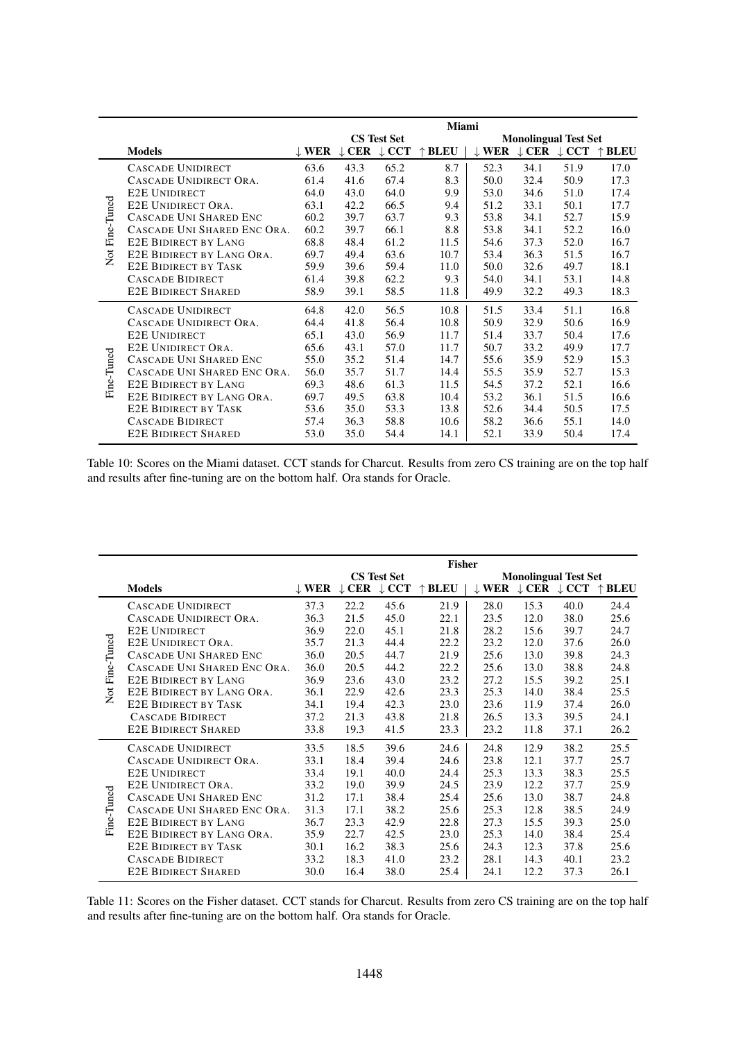| | | Miami | | | | | | | |
|---|---|---|---|---|---|---|---|---|---|
| | | CS Test Set | | | | Monolingual Test Set | | | |
| | **Models** | ↓ **WER** | ↓ **CER** | ↓ **CCT** | ↑ **BLEU** | ↓ **WER** | ↓ **CER** | ↓ **CCT** | ↑ **BLEU** |
| Not Fine-Tuned | CASCADE UNIDIRECT | 63.6 | 43.3 | 65.2 | 8.7 | 52.3 | 34.1 | 51.9 | 17.0 |
| | CASCADE UNIDIRECT ORA. | 61.4 | 41.6 | 67.4 | 8.3 | 50.0 | 32.4 | 50.9 | 17.3 |
| | E2E UNIDIRECT | 64.0 | 43.0 | 64.0 | 9.9 | 53.0 | 34.6 | 51.0 | 17.4 |
| | E2E UNIDIRECT ORA. | 63.1 | 42.2 | 66.5 | 9.4 | 51.2 | 33.1 | 50.1 | 17.7 |
| | CASCADE UNI SHARED ENC | 60.2 | 39.7 | 63.7 | 9.3 | 53.8 | 34.1 | 52.7 | 15.9 |
| | CASCADE UNI SHARED ENC ORA. | 60.2 | 39.7 | 66.1 | 8.8 | 53.8 | 34.1 | 52.2 | 16.0 |
| | E2E BIDIRECT BY LANG | 68.8 | 48.4 | 61.2 | 11.5 | 54.6 | 37.3 | 52.0 | 16.7 |
| | E2E BIDIRECT BY LANG ORA. | 69.7 | 49.4 | 63.6 | 10.7 | 53.4 | 36.3 | 51.5 | 16.7 |
| | E2E BIDIRECT BY TASK | 59.9 | 39.6 | 59.4 | 11.0 | 50.0 | 32.6 | 49.7 | 18.1 |
| | CASCADE BIDIRECT | 61.4 | 39.8 | 62.2 | 9.3 | 54.0 | 34.1 | 53.1 | 14.8 |
| | E2E BIDIRECT SHARED | 58.9 | 39.1 | 58.5 | 11.8 | 49.9 | 32.2 | 49.3 | 18.3 |
| Fine-Tuned | CASCADE UNIDIRECT | 64.8 | 42.0 | 56.5 | 10.8 | 51.5 | 33.4 | 51.1 | 16.8 |
| | CASCADE UNIDIRECT ORA. | 64.4 | 41.8 | 56.4 | 10.8 | 50.9 | 32.9 | 50.6 | 16.9 |
| | E2E UNIDIRECT | 65.1 | 43.0 | 56.9 | 11.7 | 51.4 | 33.7 | 50.4 | 17.6 |
| | E2E UNIDIRECT ORA. | 65.6 | 43.1 | 57.0 | 11.7 | 50.7 | 33.2 | 49.9 | 17.7 |
| | CASCADE UNI SHARED ENC | 55.0 | 35.2 | 51.4 | 14.7 | 55.6 | 35.9 | 52.9 | 15.3 |
| | CASCADE UNI SHARED ENC ORA. | 56.0 | 35.7 | 51.7 | 14.4 | 55.5 | 35.9 | 52.7 | 15.3 |
| | E2E BIDIRECT BY LANG | 69.3 | 48.6 | 61.3 | 11.5 | 54.5 | 37.2 | 52.1 | 16.6 |
| | E2E BIDIRECT BY LANG ORA. | 69.7 | 49.5 | 63.8 | 10.4 | 53.2 | 36.1 | 51.5 | 16.6 |
| | E2E BIDIRECT BY TASK | 53.6 | 35.0 | 53.3 | 13.8 | 52.6 | 34.4 | 50.5 | 17.5 |
| | CASCADE BIDIRECT | 57.4 | 36.3 | 58.8 | 10.6 | 58.2 | 36.6 | 55.1 | 14.0 |
| | E2E BIDIRECT SHARED | 53.0 | 35.0 | 54.4 | 14.1 | 52.1 | 33.9 | 50.4 | 17.4 |

Table 10: Scores on the Miami dataset. CCT stands for Charcut. Results from zero CS training are on the top half and results after fine-tuning are on the bottom half. Ora stands for Oracle.

| | | Fisher | | | | | | | |
|---|---|---|---|---|---|---|---|---|---|
| | | CS Test Set | | | | Monolingual Test Set | | | |
| | **Models** | ↓ **WER** | ↓ **CER** | ↓ **CCT** | ↑ **BLEU** | ↓ **WER** | ↓ **CER** | ↓ **CCT** | ↑ **BLEU** |
| Not Fine-Tuned | CASCADE UNIDIRECT | 37.3 | 22.2 | 45.6 | 21.9 | 28.0 | 15.3 | 40.0 | 24.4 |
| | CASCADE UNIDIRECT ORA. | 36.3 | 21.5 | 45.0 | 22.1 | 23.5 | 12.0 | 38.0 | 25.6 |
| | E2E UNIDIRECT | 36.9 | 22.0 | 45.1 | 21.8 | 28.2 | 15.6 | 39.7 | 24.7 |
| | E2E UNIDIRECT ORA. | 35.7 | 21.3 | 44.4 | 22.2 | 23.2 | 12.0 | 37.6 | 26.0 |
| | CASCADE UNI SHARED ENC | 36.0 | 20.5 | 44.7 | 21.9 | 25.6 | 13.0 | 39.8 | 24.3 |
| | CASCADE UNI SHARED ENC ORA. | 36.0 | 20.5 | 44.2 | 22.2 | 25.6 | 13.0 | 38.8 | 24.8 |
| | E2E BIDIRECT BY LANG | 36.9 | 23.6 | 43.0 | 23.2 | 27.2 | 15.5 | 39.2 | 25.1 |
| | E2E BIDIRECT BY LANG ORA. | 36.1 | 22.9 | 42.6 | 23.3 | 25.3 | 14.0 | 38.4 | 25.5 |
| | E2E BIDIRECT BY TASK | 34.1 | 19.4 | 42.3 | 23.0 | 23.6 | 11.9 | 37.4 | 26.0 |
| | CASCADE BIDIRECT | 37.2 | 21.3 | 43.8 | 21.8 | 26.5 | 13.3 | 39.5 | 24.1 |
| | E2E BIDIRECT SHARED | 33.8 | 19.3 | 41.5 | 23.3 | 23.2 | 11.8 | 37.1 | 26.2 |
| Fine-Tuned | CASCADE UNIDIRECT | 33.5 | 18.5 | 39.6 | 24.6 | 24.8 | 12.9 | 38.2 | 25.5 |
| | CASCADE UNIDIRECT ORA. | 33.1 | 18.4 | 39.4 | 24.6 | 23.8 | 12.1 | 37.7 | 25.7 |
| | E2E UNIDIRECT | 33.4 | 19.1 | 40.0 | 24.4 | 25.3 | 13.3 | 38.3 | 25.5 |
| | E2E UNIDIRECT ORA. | 33.2 | 19.0 | 39.9 | 24.5 | 23.9 | 12.2 | 37.7 | 25.9 |
| | CASCADE UNI SHARED ENC | 31.2 | 17.1 | 38.4 | 25.4 | 25.6 | 13.0 | 38.7 | 24.8 |
| | CASCADE UNI SHARED ENC ORA. | 31.3 | 17.1 | 38.2 | 25.6 | 25.3 | 12.8 | 38.5 | 24.9 |
| | E2E BIDIRECT BY LANG | 36.7 | 23.3 | 42.9 | 22.8 | 27.3 | 15.5 | 39.3 | 25.0 |
| | E2E BIDIRECT BY LANG ORA. | 35.9 | 22.7 | 42.5 | 23.0 | 25.3 | 14.0 | 38.4 | 25.4 |
| | E2E BIDIRECT BY TASK | 30.1 | 16.2 | 38.3 | 25.6 | 24.3 | 12.3 | 37.8 | 25.6 |
| | CASCADE BIDIRECT | 33.2 | 18.3 | 41.0 | 23.2 | 28.1 | 14.3 | 40.1 | 23.2 |
| | E2E BIDIRECT SHARED | 30.0 | 16.4 | 38.0 | 25.4 | 24.1 | 12.2 | 37.3 | 26.1 |

Table 11: Scores on the Fisher dataset. CCT stands for Charcut. Results from zero CS training are on the top half and results after fine-tuning are on the bottom half. Ora stands for Oracle.